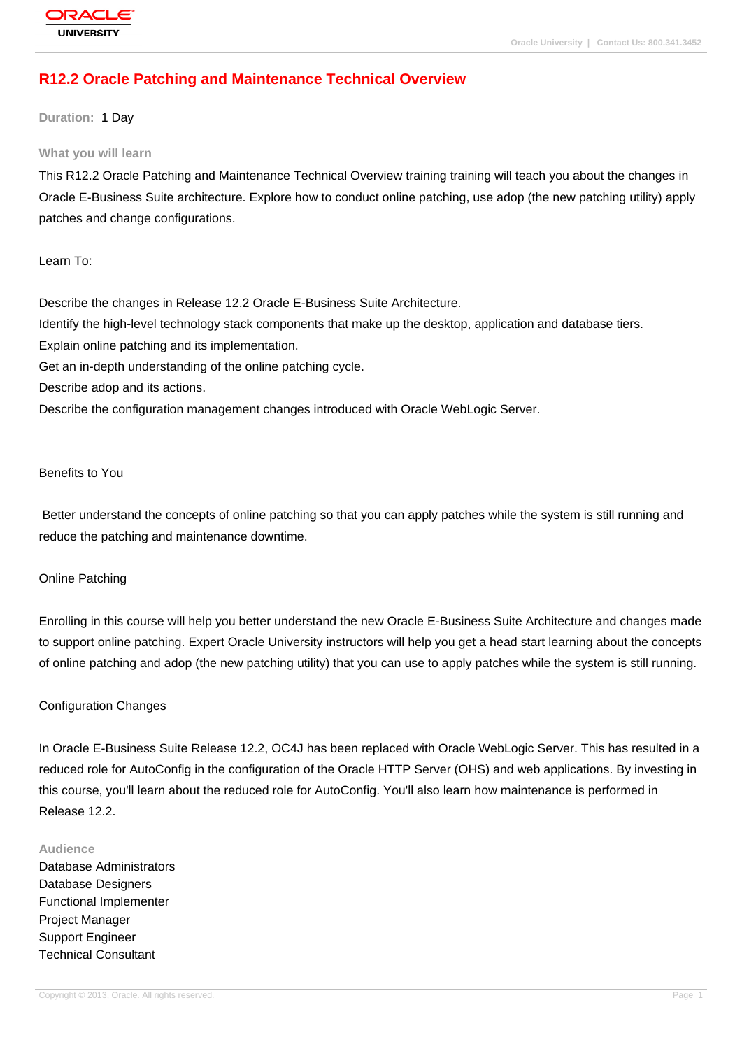# R12.2 Oracle Patching and Maintenance Technical Overview

**Duration:** 1 Day

## What you will learn

This R12.2 Oracle Patching and Maintenance Technical Overview training training will teach you about the changes in Oracle E-Business Suite architecture. Explore how to conduct online patching, use adop (the new patching utility) apply patches and change configurations.

Learn To:

Describe the changes in Release 12.2 Oracle E-Business Suite Architecture.
Identify the high-level technology stack components that make up the desktop, application and database tiers.
Explain online patching and its implementation.
Get an in-depth understanding of the online patching cycle.
Describe adop and its actions.
Describe the configuration management changes introduced with Oracle WebLogic Server.

Benefits to You

Better understand the concepts of online patching so that you can apply patches while the system is still running and reduce the patching and maintenance downtime.

Online Patching

Enrolling in this course will help you better understand the new Oracle E-Business Suite Architecture and changes made to support online patching. Expert Oracle University instructors will help you get a head start learning about the concepts of online patching and adop (the new patching utility) that you can use to apply patches while the system is still running.

Configuration Changes

In Oracle E-Business Suite Release 12.2, OC4J has been replaced with Oracle WebLogic Server. This has resulted in a reduced role for AutoConfig in the configuration of the Oracle HTTP Server (OHS) and web applications. By investing in this course, you'll learn about the reduced role for AutoConfig. You'll also learn how maintenance is performed in Release 12.2.

## Audience

Database Administrators
Database Designers
Functional Implementer
Project Manager
Support Engineer
Technical Consultant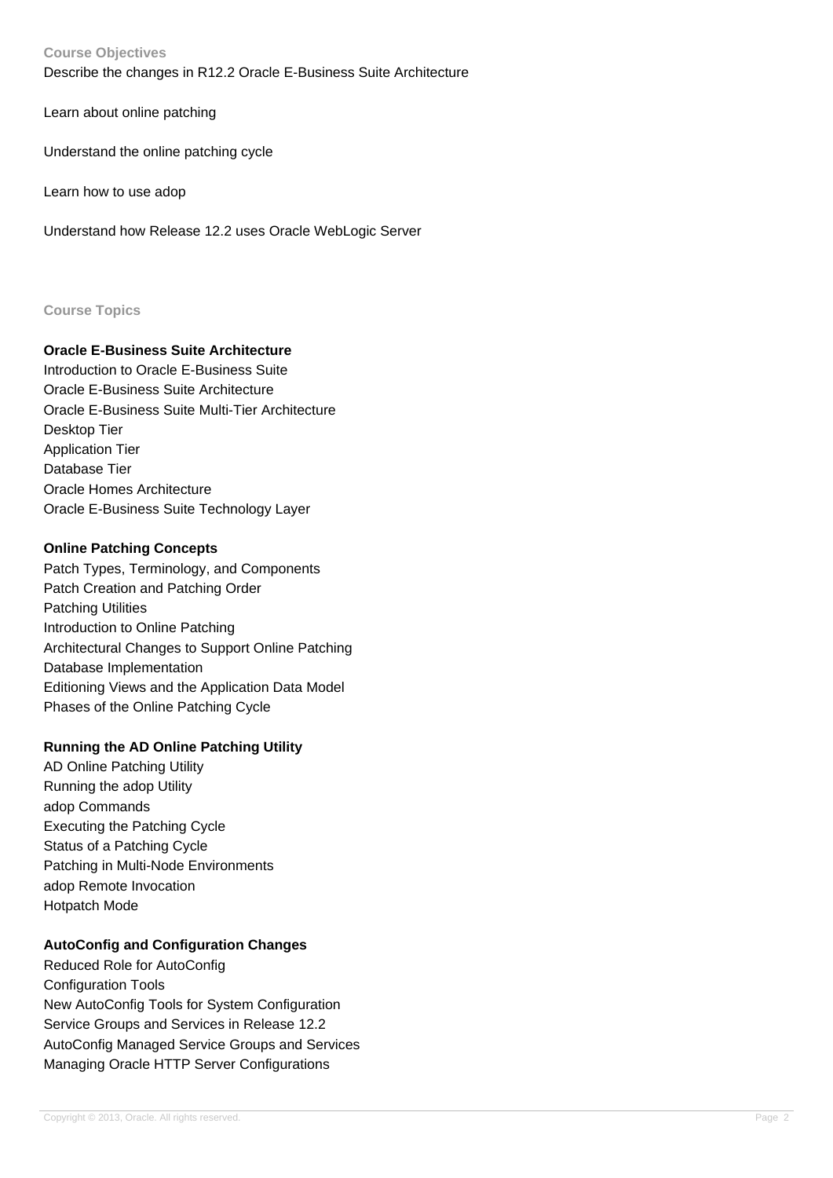## Course Objectives

Describe the changes in R12.2 Oracle E-Business Suite Architecture

Learn about online patching

Understand the online patching cycle

Learn how to use adop

Understand how Release 12.2 uses Oracle WebLogic Server

## Course Topics

### Oracle E-Business Suite Architecture

Introduction to Oracle E-Business Suite
Oracle E-Business Suite Architecture
Oracle E-Business Suite Multi-Tier Architecture
Desktop Tier
Application Tier
Database Tier
Oracle Homes Architecture
Oracle E-Business Suite Technology Layer

### Online Patching Concepts

Patch Types, Terminology, and Components
Patch Creation and Patching Order
Patching Utilities
Introduction to Online Patching
Architectural Changes to Support Online Patching
Database Implementation
Editioning Views and the Application Data Model
Phases of the Online Patching Cycle

### Running the AD Online Patching Utility

AD Online Patching Utility
Running the adop Utility
adop Commands
Executing the Patching Cycle
Status of a Patching Cycle
Patching in Multi-Node Environments
adop Remote Invocation
Hotpatch Mode

### AutoConfig and Configuration Changes

Reduced Role for AutoConfig
Configuration Tools
New AutoConfig Tools for System Configuration
Service Groups and Services in Release 12.2
AutoConfig Managed Service Groups and Services
Managing Oracle HTTP Server Configurations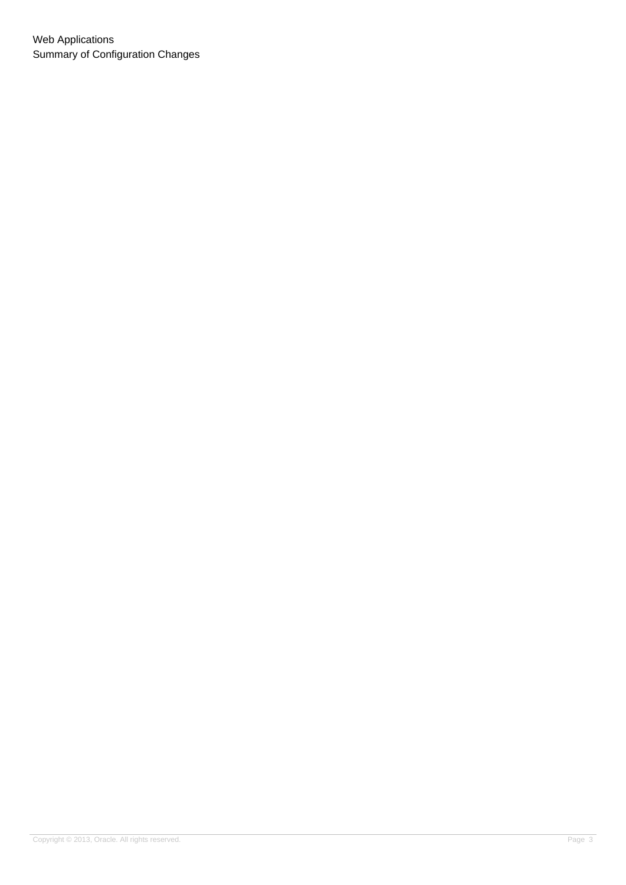Web Applications
Summary of Configuration Changes